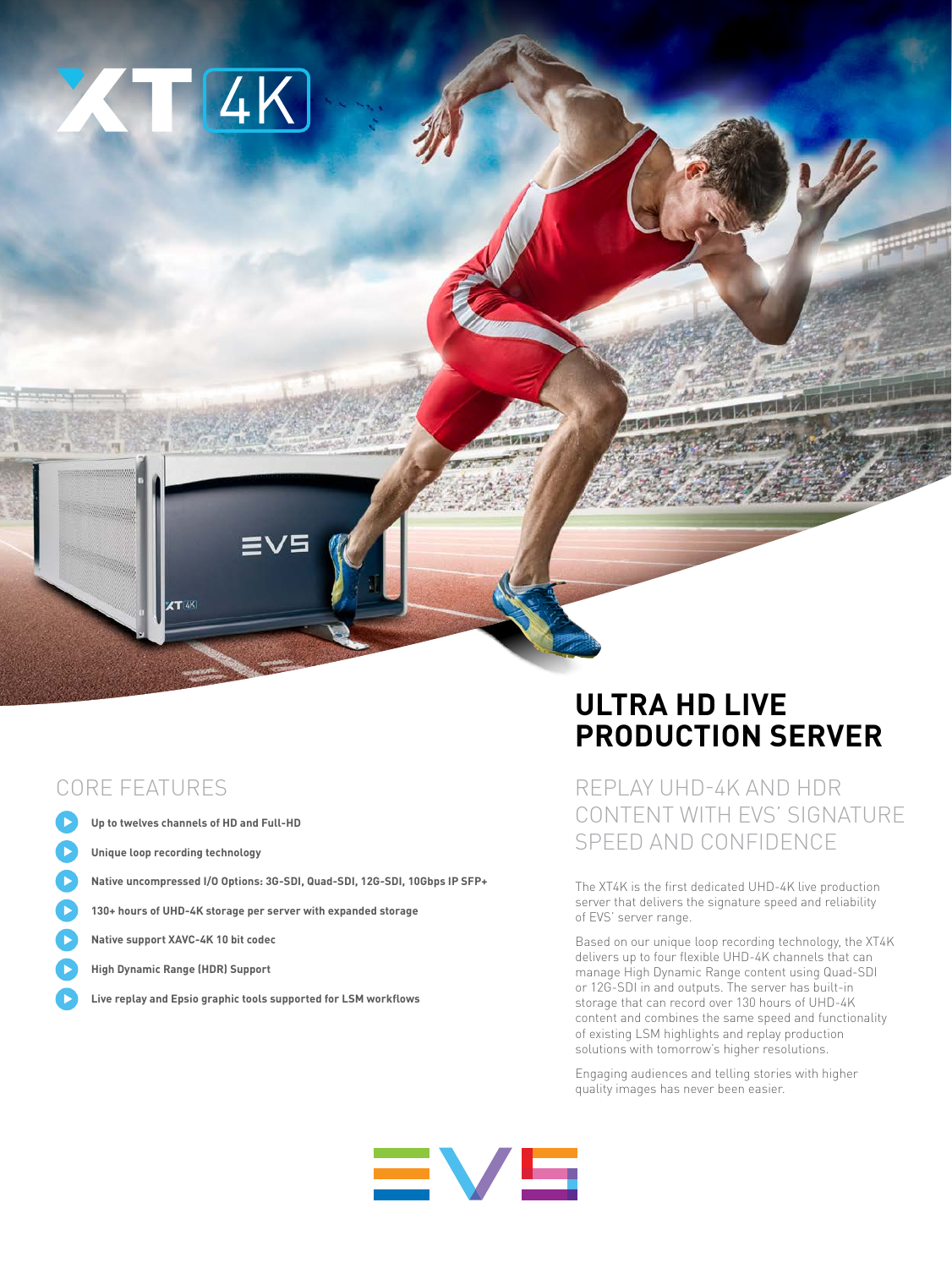# XT 4K

## ULTRA HD LIVE PRODUCTION SERVER

### CORE FEATURES

- **Up to twelves channels of HD and Full-HD**
- **Unique loop recording technology**
- **Native uncompressed I/O Options: 3G-SDI, Quad-SDI, 12G-SDI, 10Gbps IP SFP+**
- **130+ hours of UHD-4K storage per server with expanded storage**
- **Native support XAVC-4K 10 bit codec**
- **High Dynamic Range (HDR) Support**
- **Live replay and Epsio graphic tools supported for LSM workflows**

### REPLAY UHD-4K AND HDR CONTENT WITH EVS' SIGNATURE SPEED AND CONFIDENCE

The XT4K is the first dedicated UHD-4K live production server that delivers the signature speed and reliability of EVS' server range.

Based on our unique loop recording technology, the XT4K delivers up to four flexible UHD-4K channels that can manage High Dynamic Range content using Quad-SDI or 12G-SDI in and outputs. The server has built-in storage that can record over 130 hours of UHD-4K content and combines the same speed and functionality of existing LSM highlights and replay production solutions with tomorrow's higher resolutions.

Engaging audiences and telling stories with higher quality images has never been easier.

EVS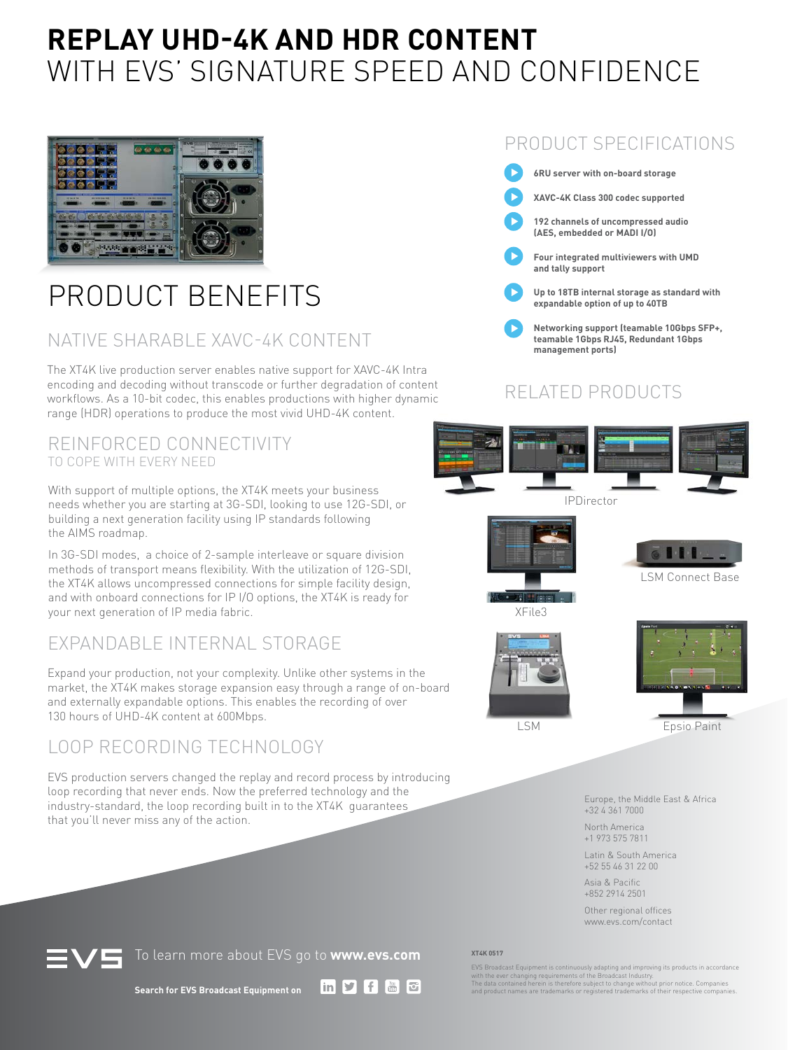# REPLAY UHD-4K AND HDR CONTENT
WITH EVS' SIGNATURE SPEED AND CONFIDENCE

## PRODUCT BENEFITS

### NATIVE SHARABLE XAVC-4K CONTENT

The XT4K live production server enables native support for XAVC-4K Intra encoding and decoding without transcode or further degradation of content workflows. As a 10-bit codec, this enables productions with higher dynamic range (HDR) operations to produce the most vivid UHD-4K content.

### REINFORCED CONNECTIVITY
TO COPE WITH EVERY NEED

With support of multiple options, the XT4K meets your business needs whether you are starting at 3G-SDI, looking to use 12G-SDI, or building a next generation facility using IP standards following the AIMS roadmap.

In 3G-SDI modes, a choice of 2-sample interleave or square division methods of transport means flexibility. With the utilization of 12G-SDI, the XT4K allows uncompressed connections for simple facility design, and with onboard connections for IP I/O options, the XT4K is ready for your next generation of IP media fabric.

### EXPANDABLE INTERNAL STORAGE

Expand your production, not your complexity. Unlike other systems in the market, the XT4K makes storage expansion easy through a range of on-board and externally expandable options. This enables the recording of over 130 hours of UHD-4K content at 600Mbps.

### LOOP RECORDING TECHNOLOGY

EVS production servers changed the replay and record process by introducing loop recording that never ends. Now the preferred technology and the industry-standard, the loop recording built in to the XT4K guarantees that you'll never miss any of the action.

## PRODUCT SPECIFICATIONS

- **6RU server with on-board storage**
- **XAVC-4K Class 300 codec supported**
- **192 channels of uncompressed audio (AES, embedded or MADI I/O)**
- **Four integrated multiviewers with UMD and tally support**
- **Up to 18TB internal storage as standard with expandable option of up to 40TB**
- **Networking support (teamable 10Gbps SFP+, teamable 1Gbps RJ45, Redundant 1Gbps management ports)**

## RELATED PRODUCTS

IPDirector

XFile3

LSM Connect Base

LSM

Epsio Paint

Europe, the Middle East & Africa
+32 4 361 7000

North America
+1 973 575 7811

Latin & South America
+52 55 46 31 22 00

Asia & Pacific
+852 2914 2501

Other regional offices
www.evs.com/contact

To learn more about EVS go to **www.evs.com**

**Search for EVS Broadcast Equipment on**

XT4K 0517

EVS Broadcast Equipment is continuously adapting and improving its products in accordance with the ever changing requirements of the Broadcast Industry.
The data contained herein is therefore subject to change without prior notice. Companies and product names are trademarks or registered trademarks of their respective companies.